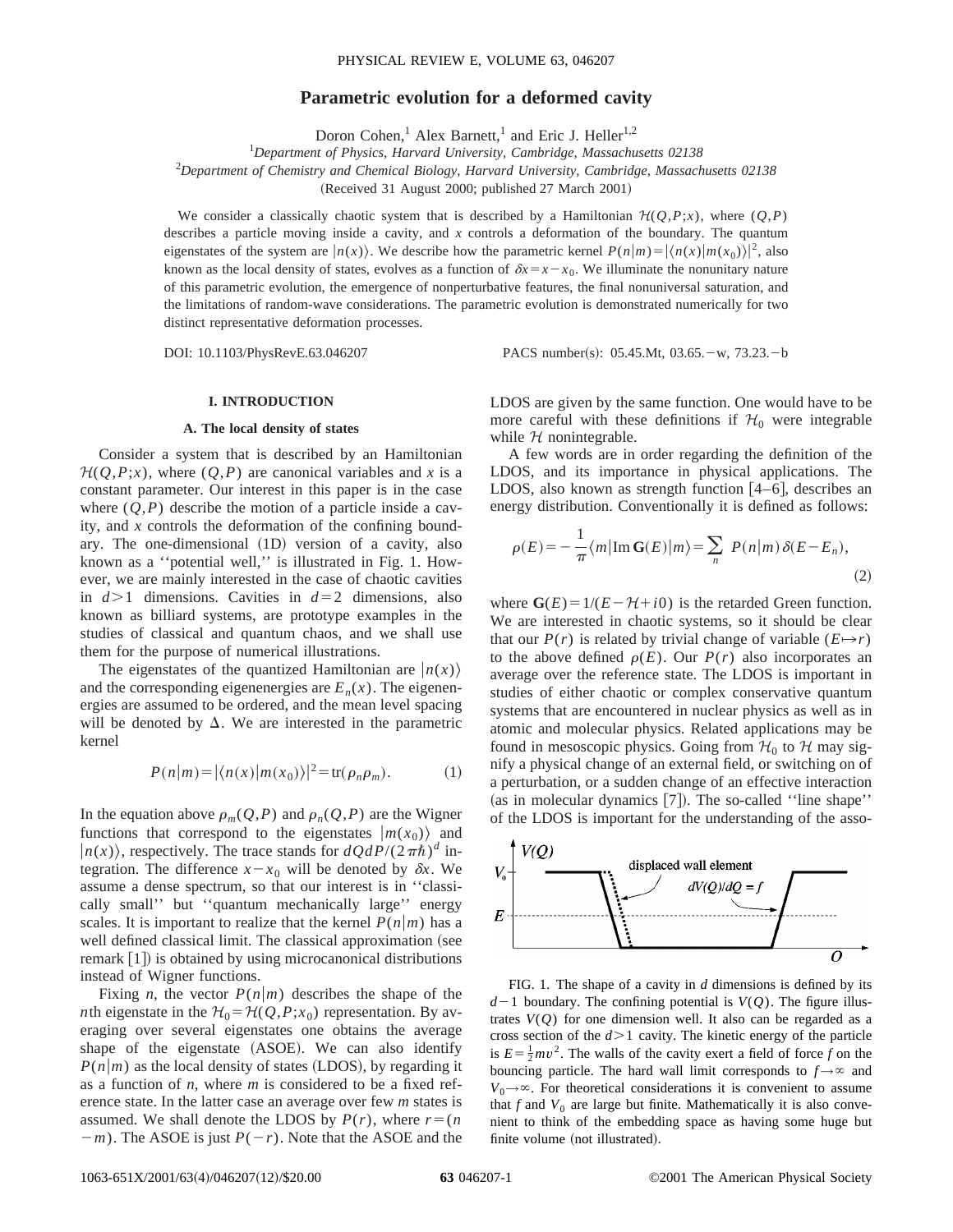# Parametric evolution for a deformed cavity

Doron Cohen,[1] Alex Barnett,[1] and Eric J. Heller[1,2]

[1]*Department of Physics, Harvard University, Cambridge, Massachusetts 02138*

[2]*Department of Chemistry and Chemical Biology, Harvard University, Cambridge, Massachusetts 02138*

(Received 31 August 2000; published 27 March 2001)

We consider a classically chaotic system that is described by a Hamiltonian $\mathcal{H}(Q,P;x)$, where $(Q,P)$ describes a particle moving inside a cavity, and $x$ controls a deformation of the boundary. The quantum eigenstates of the system are $|n(x)\rangle$. We describe how the parametric kernel $P(n|m)=|\langle n(x)|m(x_0)\rangle|^2$, also known as the local density of states, evolves as a function of $\delta x = x - x_0$. We illuminate the nonunitary nature of this parametric evolution, the emergence of nonperturbative features, the final nonuniversal saturation, and the limitations of random-wave considerations. The parametric evolution is demonstrated numerically for two distinct representative deformation processes.

DOI: 10.1103/PhysRevE.63.046207 PACS number(s): 05.45.Mt, 03.65.−w, 73.23.−b

## I. INTRODUCTION

### A. The local density of states

Consider a system that is described by an Hamiltonian $\mathcal{H}(Q,P;x)$, where $(Q,P)$ are canonical variables and $x$ is a constant parameter. Our interest in this paper is in the case where $(Q,P)$ describe the motion of a particle inside a cavity, and $x$ controls the deformation of the confining boundary. The one-dimensional (1D) version of a cavity, also known as a ''potential well,'' is illustrated in Fig. 1. However, we are mainly interested in the case of chaotic cavities in $d>1$ dimensions. Cavities in $d=2$ dimensions, also known as billiard systems, are prototype examples in the studies of classical and quantum chaos, and we shall use them for the purpose of numerical illustrations.

The eigenstates of the quantized Hamiltonian are $|n(x)\rangle$ and the corresponding eigenenergies are $E_n(x)$. The eigenenergies are assumed to be ordered, and the mean level spacing will be denoted by $\Delta$. We are interested in the parametric kernel

$$P(n|m)=|\langle n(x)|m(x_0)\rangle|^2=\mathrm{tr}(\rho_n\rho_m). \tag{1}$$

In the equation above $\rho_m(Q,P)$ and $\rho_n(Q,P)$ are the Wigner functions that correspond to the eigenstates $|m(x_0)\rangle$ and $|n(x)\rangle$, respectively. The trace stands for $dQdP/(2\pi\hbar)^d$ integration. The difference $x-x_0$ will be denoted by $\delta x$. We assume a dense spectrum, so that our interest is in ''classically small'' but ''quantum mechanically large'' energy scales. It is important to realize that the kernel $P(n|m)$ has a well defined classical limit. The classical approximation (see remark [1]) is obtained by using microcanonical distributions instead of Wigner functions.

Fixing $n$, the vector $P(n|m)$ describes the shape of the $n$th eigenstate in the $\mathcal{H}_0=\mathcal{H}(Q,P;x_0)$ representation. By averaging over several eigenstates one obtains the average shape of the eigenstate (ASOE). We can also identify $P(n|m)$ as the local density of states (LDOS), by regarding it as a function of $n$, where $m$ is considered to be a fixed reference state. In the latter case an average over few $m$ states is assumed. We shall denote the LDOS by $P(r)$, where $r=(n-m)$. The ASOE is just $P(-r)$. Note that the ASOE and the LDOS are given by the same function. One would have to be more careful with these definitions if $\mathcal{H}_0$ were integrable while $\mathcal{H}$ nonintegrable.

A few words are in order regarding the definition of the LDOS, and its importance in physical applications. The LDOS, also known as strength function [4–6], describes an energy distribution. Conventionally it is defined as follows:

$$\rho(E)=-\frac{1}{\pi}\langle m|\mathrm{Im}\,\mathbf{G}(E)|m\rangle=\sum_n P(n|m)\,\delta(E-E_n), \tag{2}$$

where $\mathbf{G}(E)=1/(E-\mathcal{H}+i0)$ is the retarded Green function. We are interested in chaotic systems, so it should be clear that our $P(r)$ is related by trivial change of variable $(E\mapsto r)$ to the above defined $\rho(E)$. Our $P(r)$ also incorporates an average over the reference state. The LDOS is important in studies of either chaotic or complex conservative quantum systems that are encountered in nuclear physics as well as in atomic and molecular physics. Related applications may be found in mesoscopic physics. Going from $\mathcal{H}_0$ to $\mathcal{H}$ may signify a physical change of an external field, or switching on of a perturbation, or a sudden change of an effective interaction (as in molecular dynamics [7]). The so-called ''line shape'' of the LDOS is important for the understanding of the asso-

FIG. 1. The shape of a cavity in $d$ dimensions is defined by its $d-1$ boundary. The confining potential is $V(Q)$. The figure illustrates $V(Q)$ for one dimension well. It also can be regarded as a cross section of the $d>1$ cavity. The kinetic energy of the particle is $E=\frac{1}{2}mv^2$. The walls of the cavity exert a field of force $f$ on the bouncing particle. The hard wall limit corresponds to $f\rightarrow\infty$ and $V_0\rightarrow\infty$. For theoretical considerations it is convenient to assume that $f$ and $V_0$ are large but finite. Mathematically it is also convenient to think of the embedding space as having some huge but finite volume (not illustrated).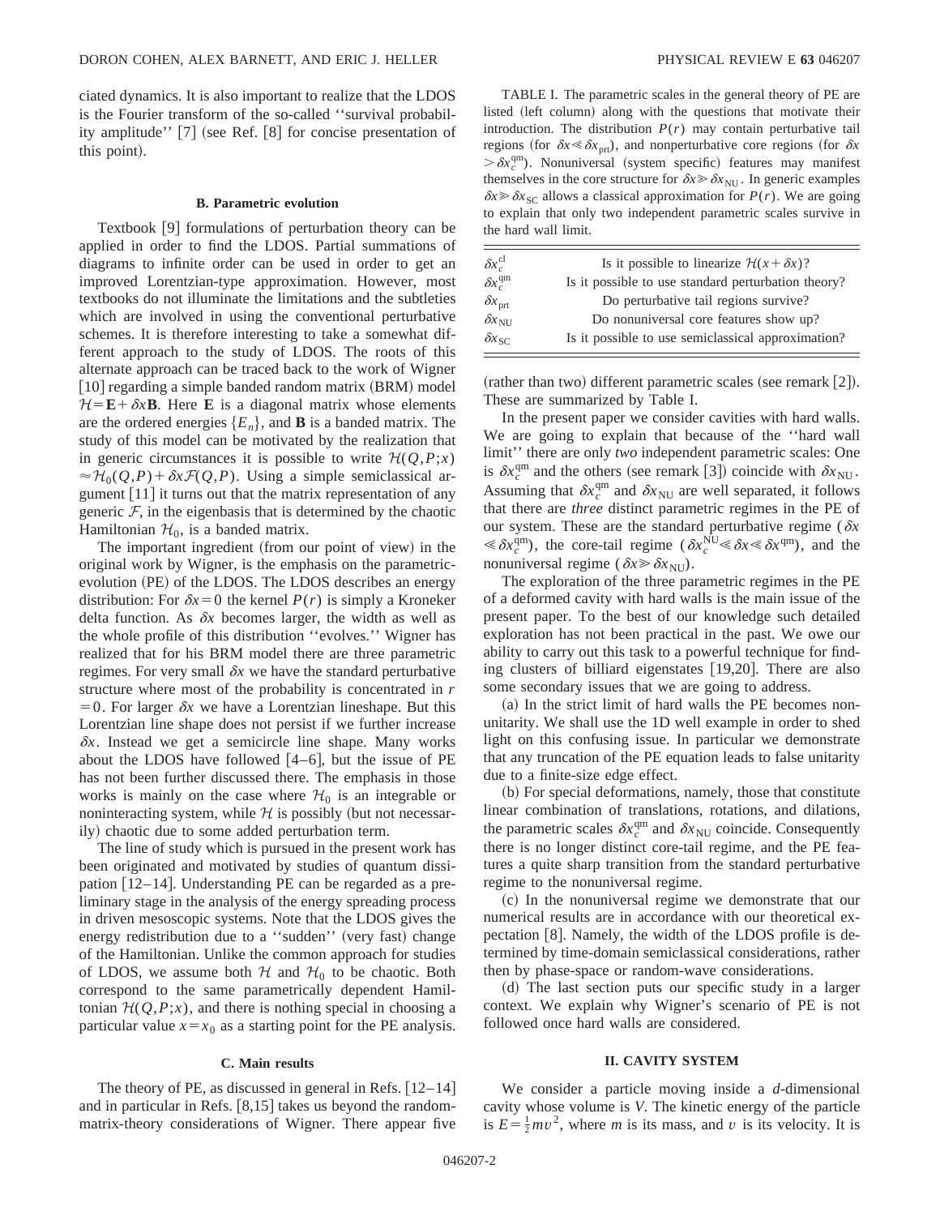ciated dynamics. It is also important to realize that the LDOS is the Fourier transform of the so-called "survival probability amplitude" [7] (see Ref. [8] for concise presentation of this point).

### B. Parametric evolution

Textbook [9] formulations of perturbation theory can be applied in order to find the LDOS. Partial summations of diagrams to infinite order can be used in order to get an improved Lorentzian-type approximation. However, most textbooks do not illuminate the limitations and the subtleties which are involved in using the conventional perturbative schemes. It is therefore interesting to take a somewhat different approach to the study of LDOS. The roots of this alternate approach can be traced back to the work of Wigner [10] regarding a simple banded random matrix (BRM) model $\mathcal{H}=\mathbf{E}+\delta x\mathbf{B}$. Here $\mathbf{E}$ is a diagonal matrix whose elements are the ordered energies $\{E_n\}$, and $\mathbf{B}$ is a banded matrix. The study of this model can be motivated by the realization that in generic circumstances it is possible to write $\mathcal{H}(Q,P;x)\approx\mathcal{H}_0(Q,P)+\delta x\mathcal{F}(Q,P)$. Using a simple semiclassical argument [11] it turns out that the matrix representation of any generic $\mathcal{F}$, in the eigenbasis that is determined by the chaotic Hamiltonian $\mathcal{H}_0$, is a banded matrix.

The important ingredient (from our point of view) in the original work by Wigner, is the emphasis on the parametric-evolution (PE) of the LDOS. The LDOS describes an energy distribution: For $\delta x=0$ the kernel $P(r)$ is simply a Kroneker delta function. As $\delta x$ becomes larger, the width as well as the whole profile of this distribution "evolves." Wigner has realized that for his BRM model there are three parametric regimes. For very small $\delta x$ we have the standard perturbative structure where most of the probability is concentrated in $r=0$. For larger $\delta x$ we have a Lorentzian lineshape. But this Lorentzian line shape does not persist if we further increase $\delta x$. Instead we get a semicircle line shape. Many works about the LDOS have followed [4–6], but the issue of PE has not been further discussed there. The emphasis in those works is mainly on the case where $\mathcal{H}_0$ is an integrable or noninteracting system, while $\mathcal{H}$ is possibly (but not necessarily) chaotic due to some added perturbation term.

The line of study which is pursued in the present work has been originated and motivated by studies of quantum dissipation [12–14]. Understanding PE can be regarded as a preliminary stage in the analysis of the energy spreading process in driven mesoscopic systems. Note that the LDOS gives the energy redistribution due to a "sudden" (very fast) change of the Hamiltonian. Unlike the common approach for studies of LDOS, we assume both $\mathcal{H}$ and $\mathcal{H}_0$ to be chaotic. Both correspond to the same parametrically dependent Hamiltonian $\mathcal{H}(Q,P;x)$, and there is nothing special in choosing a particular value $x=x_0$ as a starting point for the PE analysis.

### C. Main results

The theory of PE, as discussed in general in Refs. [12–14] and in particular in Refs. [8,15] takes us beyond the random-matrix-theory considerations of Wigner. There appear five

TABLE I. The parametric scales in the general theory of PE are listed (left column) along with the questions that motivate their introduction. The distribution $P(r)$ may contain perturbative tail regions (for $\delta x\ll\delta x_{\rm prt}$), and nonperturbative core regions (for $\delta x>\delta x_c^{\rm qm}$). Nonuniversal (system specific) features may manifest themselves in the core structure for $\delta x\gg\delta x_{\rm NU}$. In generic examples $\delta x\gg\delta x_{\rm SC}$ allows a classical approximation for $P(r)$. We are going to explain that only two independent parametric scales survive in the hard wall limit.

| | |
|---|---|
| $\delta x_c^{\rm cl}$ | Is it possible to linearize $\mathcal{H}(x+\delta x)$? |
| $\delta x_c^{\rm qm}$ | Is it possible to use standard perturbation theory? |
| $\delta x_{\rm prt}$ | Do perturbative tail regions survive? |
| $\delta x_{\rm NU}$ | Do nonuniversal core features show up? |
| $\delta x_{\rm SC}$ | Is it possible to use semiclassical approximation? |

(rather than two) different parametric scales (see remark [2]). These are summarized by Table I.

In the present paper we consider cavities with hard walls. We are going to explain that because of the "hard wall limit" there are only *two* independent parametric scales: One is $\delta x_c^{\rm qm}$ and the others (see remark [3]) coincide with $\delta x_{\rm NU}$. Assuming that $\delta x_c^{\rm qm}$ and $\delta x_{\rm NU}$ are well separated, it follows that there are *three* distinct parametric regimes in the PE of our system. These are the standard perturbative regime ($\delta x\ll\delta x_c^{\rm qm}$), the core-tail regime ($\delta x_c^{\rm NU}\ll\delta x\ll\delta x^{\rm qm}$), and the nonuniversal regime ($\delta x\gg\delta x_{\rm NU}$).

The exploration of the three parametric regimes in the PE of a deformed cavity with hard walls is the main issue of the present paper. To the best of our knowledge such detailed exploration has not been practical in the past. We owe our ability to carry out this task to a powerful technique for finding clusters of billiard eigenstates [19,20]. There are also some secondary issues that we are going to address.

(a) In the strict limit of hard walls the PE becomes nonunitarity. We shall use the 1D well example in order to shed light on this confusing issue. In particular we demonstrate that any truncation of the PE equation leads to false unitarity due to a finite-size edge effect.

(b) For special deformations, namely, those that constitute linear combination of translations, rotations, and dilations, the parametric scales $\delta x_c^{\rm qm}$ and $\delta x_{\rm NU}$ coincide. Consequently there is no longer distinct core-tail regime, and the PE features a quite sharp transition from the standard perturbative regime to the nonuniversal regime.

(c) In the nonuniversal regime we demonstrate that our numerical results are in accordance with our theoretical expectation [8]. Namely, the width of the LDOS profile is determined by time-domain semiclassical considerations, rather then by phase-space or random-wave considerations.

(d) The last section puts our specific study in a larger context. We explain why Wigner's scenario of PE is not followed once hard walls are considered.

## II. CAVITY SYSTEM

We consider a particle moving inside a $d$-dimensional cavity whose volume is $V$. The kinetic energy of the particle is $E=\frac{1}{2}mv^2$, where $m$ is its mass, and $v$ is its velocity. It is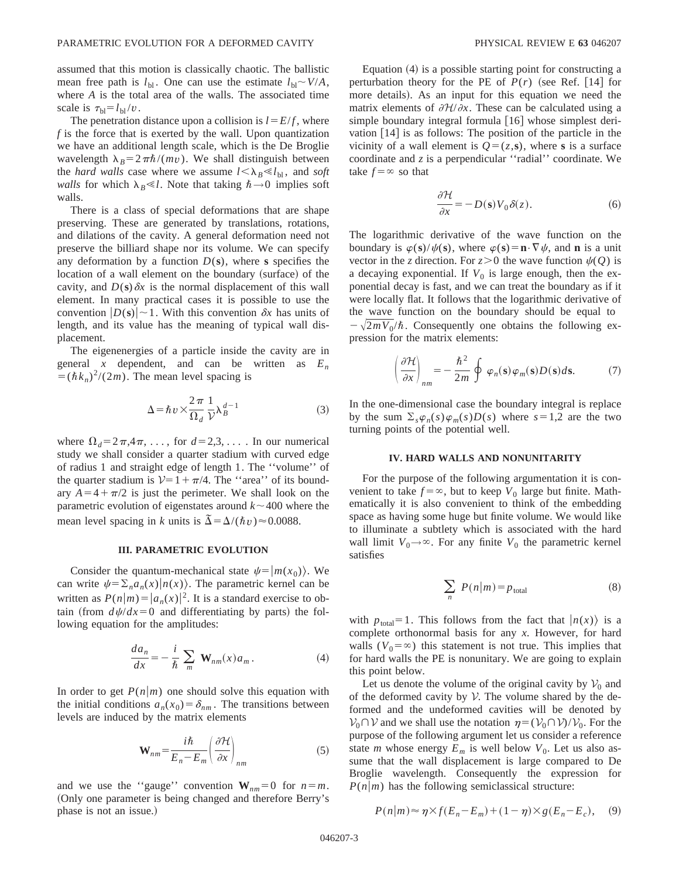assumed that this motion is classically chaotic. The ballistic mean free path is $l_{\mathrm{bl}}$. One can use the estimate $l_{\mathrm{bl}} \sim V/A$, where $A$ is the total area of the walls. The associated time scale is $\tau_{\mathrm{bl}} = l_{\mathrm{bl}}/v$.

The penetration distance upon a collision is $l = E/f$, where $f$ is the force that is exerted by the wall. Upon quantization we have an additional length scale, which is the De Broglie wavelength $\lambda_B = 2\pi\hbar/(mv)$. We shall distinguish between the *hard walls* case where we assume $l < \lambda_B \ll l_{\mathrm{bl}}$, and *soft walls* for which $\lambda_B \ll l$. Note that taking $\hbar \to 0$ implies soft walls.

There is a class of special deformations that are shape preserving. These are generated by translations, rotations, and dilations of the cavity. A general deformation need not preserve the billiard shape nor its volume. We can specify any deformation by a function $D(\mathbf{s})$, where $\mathbf{s}$ specifies the location of a wall element on the boundary (surface) of the cavity, and $D(\mathbf{s})\delta x$ is the normal displacement of this wall element. In many practical cases it is possible to use the convention $|D(\mathbf{s})| \sim 1$. With this convention $\delta x$ has units of length, and its value has the meaning of typical wall displacement.

The eigenenergies of a particle inside the cavity are in general $x$ dependent, and can be written as $E_n = (\hbar k_n)^2/(2m)$. The mean level spacing is

$$\Delta = \hbar v \times \frac{2\pi}{\Omega_d} \frac{1}{\mathcal{V}} \lambda_B^{d-1} \tag{3}$$

where $\Omega_d = 2\pi, 4\pi, \ldots,$ for $d = 2, 3, \ldots$. In our numerical study we shall consider a quarter stadium with curved edge of radius 1 and straight edge of length 1. The ''volume'' of the quarter stadium is $\mathcal{V} = 1 + \pi/4$. The ''area'' of its boundary $A = 4 + \pi/2$ is just the perimeter. We shall look on the parametric evolution of eigenstates around $k \sim 400$ where the mean level spacing in $k$ units is $\tilde{\Delta} = \Delta/(\hbar v) \approx 0.0088$.

## III. PARAMETRIC EVOLUTION

Consider the quantum-mechanical state $\psi = |m(x_0)\rangle$. We can write $\psi = \sum_n a_n(x)|n(x)\rangle$. The parametric kernel can be written as $P(n|m) = |a_n(x)|^2$. It is a standard exercise to obtain (from $d\psi/dx = 0$ and differentiating by parts) the following equation for the amplitudes:

$$\frac{da_n}{dx} = -\frac{i}{\hbar} \sum_m \mathbf{W}_{nm}(x) a_m . \tag{4}$$

In order to get $P(n|m)$ one should solve this equation with the initial conditions $a_n(x_0) = \delta_{nm}$. The transitions between levels are induced by the matrix elements

$$\mathbf{W}_{nm} = \frac{i\hbar}{E_n - E_m} \left( \frac{\partial \mathcal{H}}{\partial x} \right)_{nm} \tag{5}$$

and we use the ''gauge'' convention $\mathbf{W}_{nm} = 0$ for $n = m$. (Only one parameter is being changed and therefore Berry's phase is not an issue.)

Equation (4) is a possible starting point for constructing a perturbation theory for the PE of $P(r)$ (see Ref. [14] for more details). As an input for this equation we need the matrix elements of $\partial\mathcal{H}/\partial x$. These can be calculated using a simple boundary integral formula [16] whose simplest derivation [14] is as follows: The position of the particle in the vicinity of a wall element is $Q = (z, \mathbf{s})$, where $\mathbf{s}$ is a surface coordinate and $z$ is a perpendicular ''radial'' coordinate. We take $f = \infty$ so that

$$\frac{\partial \mathcal{H}}{\partial x} = -D(\mathbf{s}) V_0 \delta(z). \tag{6}$$

The logarithmic derivative of the wave function on the boundary is $\varphi(\mathbf{s})/\psi(\mathbf{s})$, where $\varphi(\mathbf{s}) = \mathbf{n}\cdot\nabla\psi$, and $\mathbf{n}$ is a unit vector in the $z$ direction. For $z > 0$ the wave function $\psi(Q)$ is a decaying exponential. If $V_0$ is large enough, then the exponential decay is fast, and we can treat the boundary as if it were locally flat. It follows that the logarithmic derivative of the wave function on the boundary should be equal to $-\sqrt{2mV_0}/\hbar$. Consequently one obtains the following expression for the matrix elements:

$$\left( \frac{\partial \mathcal{H}}{\partial x} \right)_{nm} = -\frac{\hbar^2}{2m} \oint \varphi_n(\mathbf{s}) \varphi_m(\mathbf{s}) D(\mathbf{s}) d\mathbf{s}. \tag{7}$$

In the one-dimensional case the boundary integral is replace by the sum $\Sigma_s \varphi_n(s)\varphi_m(s)D(s)$ where $s = 1, 2$ are the two turning points of the potential well.

## IV. HARD WALLS AND NONUNITARITY

For the purpose of the following argumentation it is convenient to take $f = \infty$, but to keep $V_0$ large but finite. Mathematically it is also convenient to think of the embedding space as having some huge but finite volume. We would like to illuminate a subtlety which is associated with the hard wall limit $V_0 \to \infty$. For any finite $V_0$ the parametric kernel satisfies

$$\sum_n P(n|m) = p_{\mathrm{total}} \tag{8}$$

with $p_{\mathrm{total}} = 1$. This follows from the fact that $|n(x)\rangle$ is a complete orthonormal basis for any $x$. However, for hard walls ($V_0 = \infty$) this statement is not true. This implies that for hard walls the PE is nonunitary. We are going to explain this point below.

Let us denote the volume of the original cavity by $\mathcal{V}_0$ and of the deformed cavity by $\mathcal{V}$. The volume shared by the deformed and the undeformed cavities will be denoted by $\mathcal{V}_0 \cap \mathcal{V}$ and we shall use the notation $\eta = (\mathcal{V}_0 \cap \mathcal{V})/\mathcal{V}_0$. For the purpose of the following argument let us consider a reference state $m$ whose energy $E_m$ is well below $V_0$. Let us also assume that the wall displacement is large compared to De Broglie wavelength. Consequently the expression for $P(n|m)$ has the following semiclassical structure:

$$P(n|m) \approx \eta \times f(E_n - E_m) + (1 - \eta) \times g(E_n - E_c), \tag{9}$$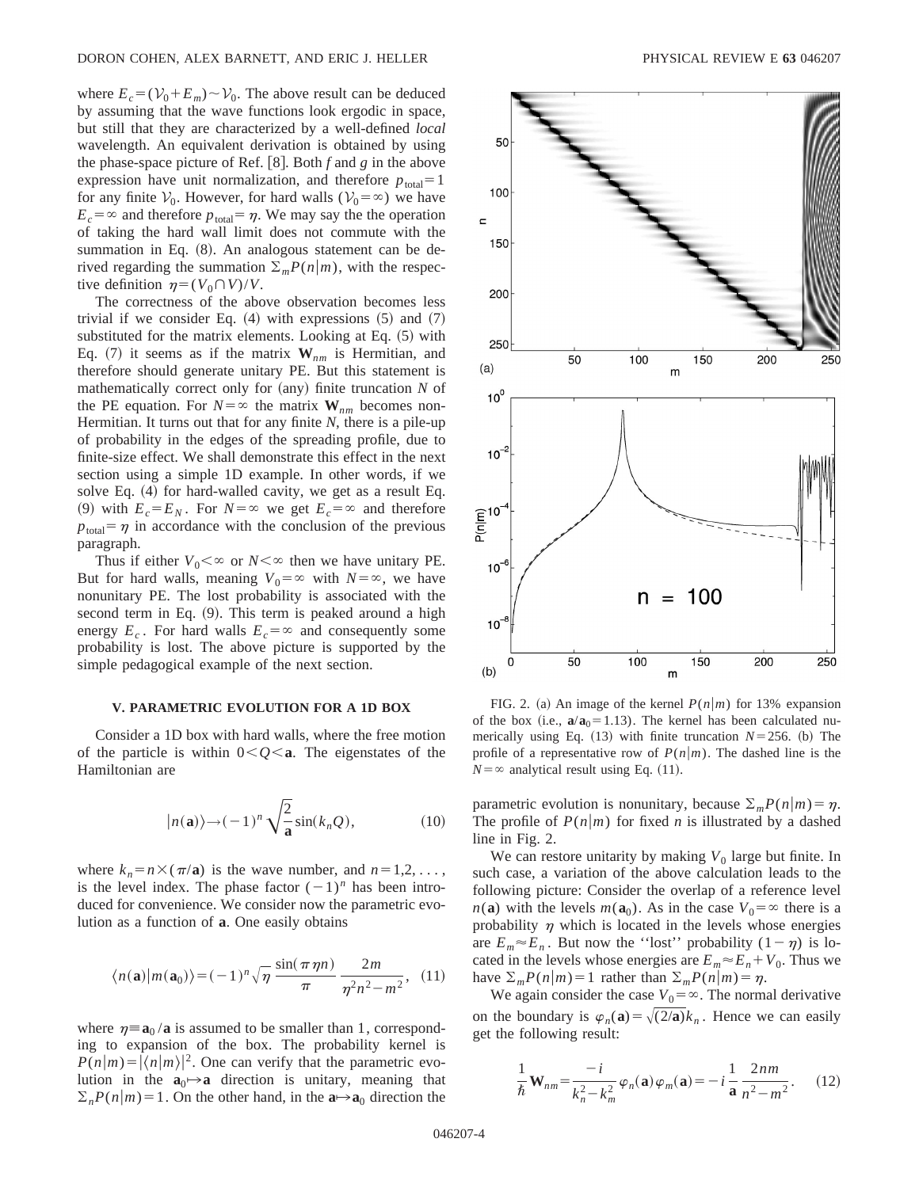where $E_c = (\mathcal{V}_0 + E_m) \sim \mathcal{V}_0$. The above result can be deduced by assuming that the wave functions look ergodic in space, but still that they are characterized by a well-defined *local* wavelength. An equivalent derivation is obtained by using the phase-space picture of Ref. [8]. Both $f$ and $g$ in the above expression have unit normalization, and therefore $p_{\text{total}}=1$ for any finite $\mathcal{V}_0$. However, for hard walls ($\mathcal{V}_0=\infty$) we have $E_c=\infty$ and therefore $p_{\text{total}}=\eta$. We may say the the operation of taking the hard wall limit does not commute with the summation in Eq. (8). An analogous statement can be derived regarding the summation $\Sigma_m P(n|m)$, with the respective definition $\eta=(V_0 \cap V)/V$.

The correctness of the above observation becomes less trivial if we consider Eq. (4) with expressions (5) and (7) substituted for the matrix elements. Looking at Eq. (5) with Eq. (7) it seems as if the matrix $\mathbf{W}_{nm}$ is Hermitian, and therefore should generate unitary PE. But this statement is mathematically correct only for (any) finite truncation $N$ of the PE equation. For $N=\infty$ the matrix $\mathbf{W}_{nm}$ becomes non-Hermitian. It turns out that for any finite $N$, there is a pile-up of probability in the edges of the spreading profile, due to finite-size effect. We shall demonstrate this effect in the next section using a simple 1D example. In other words, if we solve Eq. (4) for hard-walled cavity, we get as a result Eq. (9) with $E_c=E_N$. For $N=\infty$ we get $E_c=\infty$ and therefore $p_{\text{total}}=\eta$ in accordance with the conclusion of the previous paragraph.

Thus if either $V_0<\infty$ or $N<\infty$ then we have unitary PE. But for hard walls, meaning $V_0=\infty$ with $N=\infty$, we have nonunitary PE. The lost probability is associated with the second term in Eq. (9). This term is peaked around a high energy $E_c$. For hard walls $E_c=\infty$ and consequently some probability is lost. The above picture is supported by the simple pedagogical example of the next section.

### V. PARAMETRIC EVOLUTION FOR A 1D BOX

Consider a 1D box with hard walls, where the free motion of the particle is within $0<Q<\mathbf{a}$. The eigenstates of the Hamiltonian are

$$|n(\mathbf{a})\rangle \to (-1)^n \sqrt{\frac{2}{\mathbf{a}}}\sin(k_n Q), \tag{10}$$

where $k_n = n\times(\pi/\mathbf{a})$ is the wave number, and $n=1,2,\ldots,$ is the level index. The phase factor $(-1)^n$ has been introduced for convenience. We consider now the parametric evolution as a function of $\mathbf{a}$. One easily obtains

$$\langle n(\mathbf{a})|m(\mathbf{a}_0)\rangle = (-1)^n\sqrt{\eta}\,\frac{\sin(\pi\eta n)}{\pi}\,\frac{2m}{\eta^2 n^2 - m^2}, \tag{11}$$

where $\eta \equiv \mathbf{a}_0/\mathbf{a}$ is assumed to be smaller than 1, corresponding to expansion of the box. The probability kernel is $P(n|m)=|\langle n|m\rangle|^2$. One can verify that the parametric evolution in the $\mathbf{a}_0 \mapsto \mathbf{a}$ direction is unitary, meaning that $\Sigma_n P(n|m)=1$. On the other hand, in the $\mathbf{a}\mapsto\mathbf{a}_0$ direction the parametric evolution is nonunitary, because $\Sigma_m P(n|m)=\eta$. The profile of $P(n|m)$ for fixed $n$ is illustrated by a dashed line in Fig. 2.

FIG. 2. (a) An image of the kernel $P(n|m)$ for 13% expansion of the box (i.e., $\mathbf{a}/\mathbf{a}_0=1.13$). The kernel has been calculated numerically using Eq. (13) with finite truncation $N=256$. (b) The profile of a representative row of $P(n|m)$. The dashed line is the $N=\infty$ analytical result using Eq. (11).

We can restore unitarity by making $V_0$ large but finite. In such case, a variation of the above calculation leads to the following picture: Consider the overlap of a reference level $n(\mathbf{a})$ with the levels $m(\mathbf{a}_0)$. As in the case $V_0=\infty$ there is a probability $\eta$ which is located in the levels whose energies are $E_m \approx E_n$. But now the "lost" probability $(1-\eta)$ is located in the levels whose energies are $E_m \approx E_n + V_0$. Thus we have $\Sigma_m P(n|m)=1$ rather than $\Sigma_m P(n|m)=\eta$.

We again consider the case $V_0=\infty$. The normal derivative on the boundary is $\varphi_n(\mathbf{a})=\sqrt{(2/\mathbf{a})}k_n$. Hence we can easily get the following result:

$$\frac{1}{\hbar}\mathbf{W}_{nm} = \frac{-i}{k_n^2-k_m^2}\varphi_n(\mathbf{a})\varphi_m(\mathbf{a}) = -i\,\frac{1}{\mathbf{a}}\,\frac{2nm}{n^2-m^2}. \tag{12}$$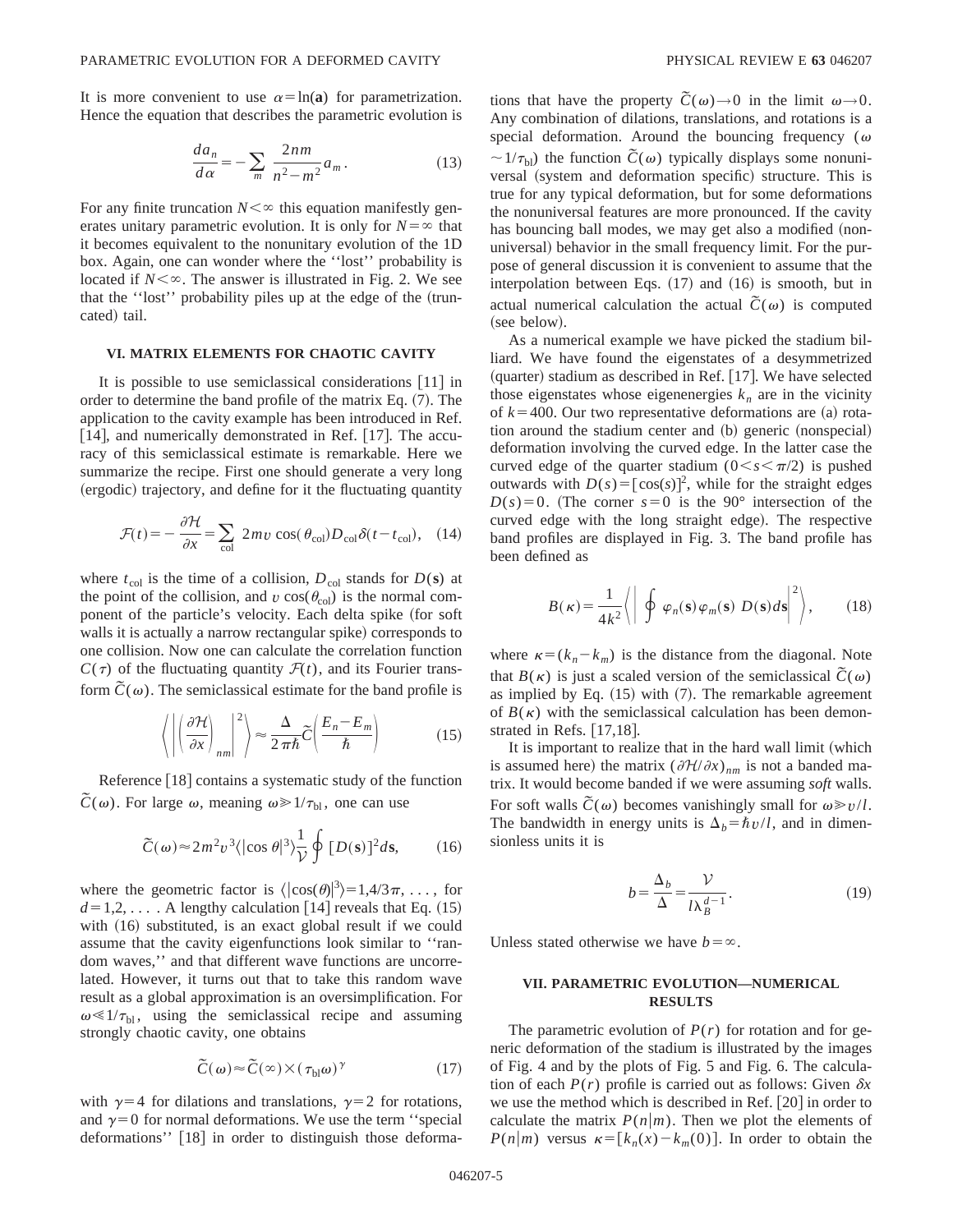It is more convenient to use $\alpha = \ln(\mathbf{a})$ for parametrization. Hence the equation that describes the parametric evolution is

$$\frac{da_n}{d\alpha} = -\sum_m \frac{2nm}{n^2-m^2} a_m . \tag{13}$$

For any finite truncation $N<\infty$ this equation manifestly generates unitary parametric evolution. It is only for $N=\infty$ that it becomes equivalent to the nonunitary evolution of the 1D box. Again, one can wonder where the ''lost'' probability is located if $N<\infty$. The answer is illustrated in Fig. 2. We see that the ''lost'' probability piles up at the edge of the (truncated) tail.

### VI. MATRIX ELEMENTS FOR CHAOTIC CAVITY

It is possible to use semiclassical considerations [11] in order to determine the band profile of the matrix Eq. (7). The application to the cavity example has been introduced in Ref. [14], and numerically demonstrated in Ref. [17]. The accuracy of this semiclassical estimate is remarkable. Here we summarize the recipe. First one should generate a very long (ergodic) trajectory, and define for it the fluctuating quantity

$$\mathcal{F}(t) = -\frac{\partial \mathcal{H}}{\partial x} = \sum_{\text{col}} 2mv \cos(\theta_{\text{col}}) D_{\text{col}} \delta(t-t_{\text{col}}), \tag{14}$$

where $t_{\text{col}}$ is the time of a collision, $D_{\text{col}}$ stands for $D(\mathbf{s})$ at the point of the collision, and $v\cos(\theta_{\text{col}})$ is the normal component of the particle's velocity. Each delta spike (for soft walls it is actually a narrow rectangular spike) corresponds to one collision. Now one can calculate the correlation function $C(\tau)$ of the fluctuating quantity $\mathcal{F}(t)$, and its Fourier transform $\tilde{C}(\omega)$. The semiclassical estimate for the band profile is

$$\left\langle \left| \left( \frac{\partial \mathcal{H}}{\partial x} \right)_{nm} \right|^2 \right\rangle \approx \frac{\Delta}{2\pi\hbar} \tilde{C}\left( \frac{E_n - E_m}{\hbar} \right) \tag{15}$$

Reference [18] contains a systematic study of the function $\tilde{C}(\omega)$. For large $\omega$, meaning $\omega \gg 1/\tau_{\text{bl}}$, one can use

$$\tilde{C}(\omega) \approx 2m^2 v^3 \langle |\cos\theta|^3 \rangle \frac{1}{\mathcal{V}} \oint [D(\mathbf{s})]^2 d\mathbf{s}, \tag{16}$$

where the geometric factor is $\langle |\cos(\theta)|^3 \rangle = 1, 4/3\pi, \ldots,$ for $d=1,2,\ldots$. A lengthy calculation [14] reveals that Eq. (15) with (16) substituted, is an exact global result if we could assume that the cavity eigenfunctions look similar to ''random waves,'' and that different wave functions are uncorrelated. However, it turns out that to take this random wave result as a global approximation is an oversimplification. For $\omega \ll 1/\tau_{\text{bl}}$, using the semiclassical recipe and assuming strongly chaotic cavity, one obtains

$$\tilde{C}(\omega) \approx \tilde{C}(\infty) \times (\tau_{\text{bl}}\omega)^\gamma \tag{17}$$

with $\gamma=4$ for dilations and translations, $\gamma=2$ for rotations, and $\gamma=0$ for normal deformations. We use the term ''special deformations'' [18] in order to distinguish those deformations that have the property $\tilde{C}(\omega)\to 0$ in the limit $\omega \to 0$. Any combination of dilations, translations, and rotations is a special deformation. Around the bouncing frequency ($\omega \sim 1/\tau_{\text{bl}}$) the function $\tilde{C}(\omega)$ typically displays some nonuniversal (system and deformation specific) structure. This is true for any typical deformation, but for some deformations the nonuniversal features are more pronounced. If the cavity has bouncing ball modes, we may get also a modified (nonuniversal) behavior in the small frequency limit. For the purpose of general discussion it is convenient to assume that the interpolation between Eqs. (17) and (16) is smooth, but in actual numerical calculation the actual $\tilde{C}(\omega)$ is computed (see below).

As a numerical example we have picked the stadium billiard. We have found the eigenstates of a desymmetrized (quarter) stadium as described in Ref. [17]. We have selected those eigenstates whose eigenenergies $k_n$ are in the vicinity of $k=400$. Our two representative deformations are (a) rotation around the stadium center and (b) generic (nonspecial) deformation involving the curved edge. In the latter case the curved edge of the quarter stadium $(0<s<\pi/2)$ is pushed outwards with $D(s) = [\cos(s)]^2$, while for the straight edges $D(s)=0$. (The corner $s=0$ is the 90° intersection of the curved edge with the long straight edge). The respective band profiles are displayed in Fig. 3. The band profile has been defined as

$$B(\kappa) = \frac{1}{4k^2} \left\langle \left| \oint \varphi_n(\mathbf{s}) \varphi_m(\mathbf{s})\, D(\mathbf{s}) d\mathbf{s} \right|^2 \right\rangle, \tag{18}$$

where $\kappa = (k_n - k_m)$ is the distance from the diagonal. Note that $B(\kappa)$ is just a scaled version of the semiclassical $\tilde{C}(\omega)$ as implied by Eq. (15) with (7). The remarkable agreement of $B(\kappa)$ with the semiclassical calculation has been demonstrated in Refs. [17,18].

It is important to realize that in the hard wall limit (which is assumed here) the matrix $(\partial\mathcal{H}/\partial x)_{nm}$ is not a banded matrix. It would become banded if we were assuming *soft* walls. For soft walls $\tilde{C}(\omega)$ becomes vanishingly small for $\omega \gg v/l$. The bandwidth in energy units is $\Delta_b = \hbar v/l$, and in dimensionless units it is

$$b = \frac{\Delta_b}{\Delta} = \frac{\mathcal{V}}{l \lambda_B^{d-1}}. \tag{19}$$

Unless stated otherwise we have $b=\infty$.

### VII. PARAMETRIC EVOLUTION—NUMERICAL RESULTS

The parametric evolution of $P(r)$ for rotation and for generic deformation of the stadium is illustrated by the images of Fig. 4 and by the plots of Fig. 5 and Fig. 6. The calculation of each $P(r)$ profile is carried out as follows: Given $\delta x$ we use the method which is described in Ref. [20] in order to calculate the matrix $P(n|m)$. Then we plot the elements of $P(n|m)$ versus $\kappa = [k_n(x) - k_m(0)]$. In order to obtain the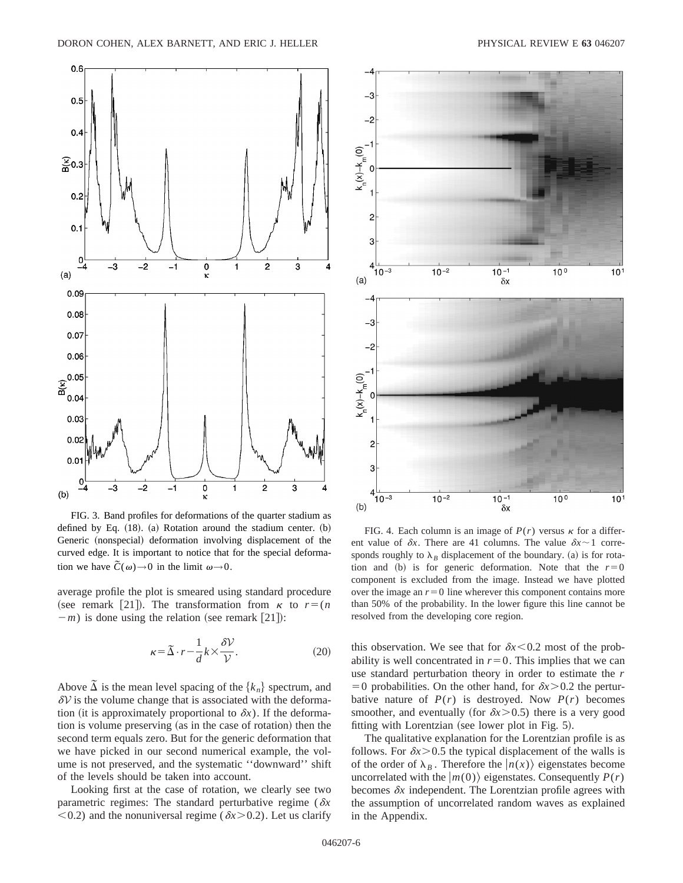FIG. 3. Band profiles for deformations of the quarter stadium as defined by Eq. (18). (a) Rotation around the stadium center. (b) Generic (nonspecial) deformation involving displacement of the curved edge. It is important to notice that for the special deformation we have $\tilde{C}(\omega) \rightarrow 0$ in the limit $\omega \rightarrow 0$.

FIG. 4. Each column is an image of $P(r)$ versus $\kappa$ for a different value of $\delta x$. There are 41 columns. The value $\delta x \sim 1$ corresponds roughly to $\lambda_B$ displacement of the boundary. (a) is for rotation and (b) is for generic deformation. Note that the $r=0$ component is excluded from the image. Instead we have plotted over the image an $r=0$ line wherever this component contains more than 50% of the probability. In the lower figure this line cannot be resolved from the developing core region.

average profile the plot is smeared using standard procedure (see remark [21]). The transformation from $\kappa$ to $r=(n-m)$ is done using the relation (see remark [21]):

$$\kappa = \tilde{\Delta} \cdot r - \frac{1}{d} k \times \frac{\delta \mathcal{V}}{\mathcal{V}}. \tag{20}$$

Above $\tilde{\Delta}$ is the mean level spacing of the $\{k_n\}$ spectrum, and $\delta \mathcal{V}$ is the volume change that is associated with the deformation (it is approximately proportional to $\delta x$). If the deformation is volume preserving (as in the case of rotation) then the second term equals zero. But for the generic deformation that we have picked in our second numerical example, the volume is not preserved, and the systematic "downward" shift of the levels should be taken into account.

Looking first at the case of rotation, we clearly see two parametric regimes: The standard perturbative regime ($\delta x < 0.2$) and the nonuniversal regime ($\delta x > 0.2$). Let us clarify this observation. We see that for $\delta x < 0.2$ most of the probability is well concentrated in $r=0$. This implies that we can use standard perturbation theory in order to estimate the $r=0$ probabilities. On the other hand, for $\delta x > 0.2$ the perturbative nature of $P(r)$ is destroyed. Now $P(r)$ becomes smoother, and eventually (for $\delta x > 0.5$) there is a very good fitting with Lorentzian (see lower plot in Fig. 5).

The qualitative explanation for the Lorentzian profile is as follows. For $\delta x > 0.5$ the typical displacement of the walls is of the order of $\lambda_B$. Therefore the $|n(x)\rangle$ eigenstates become uncorrelated with the $|m(0)\rangle$ eigenstates. Consequently $P(r)$ becomes $\delta x$ independent. The Lorentzian profile agrees with the assumption of uncorrelated random waves as explained in the Appendix.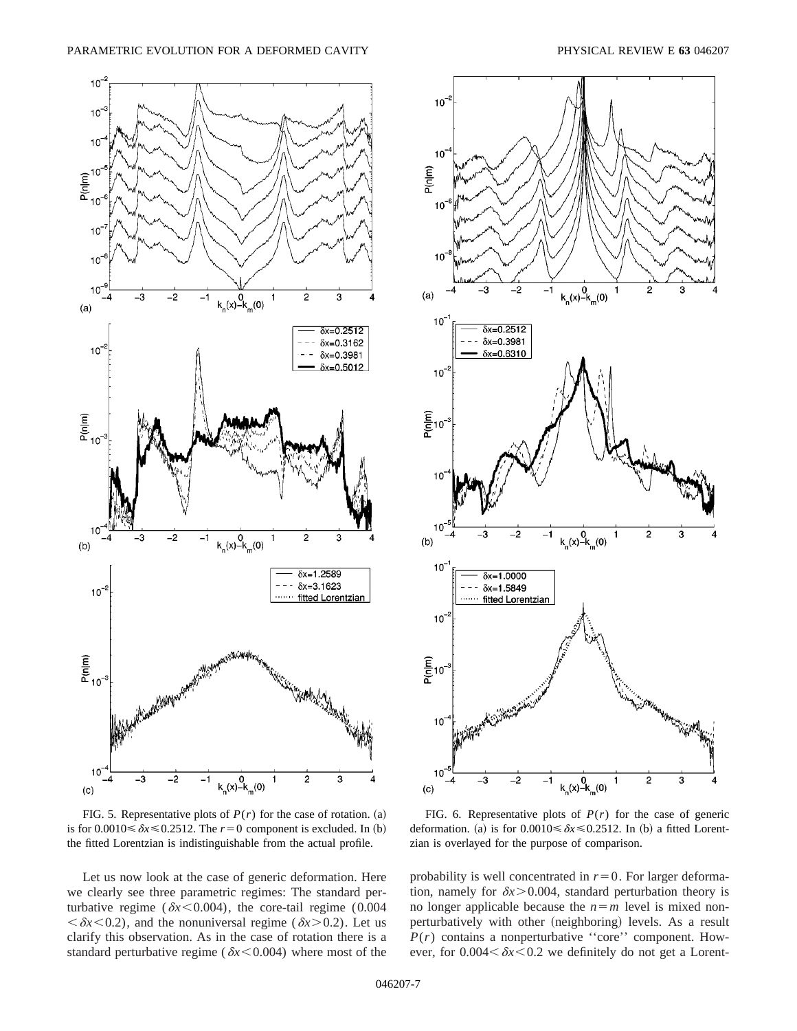FIG. 5. Representative plots of $P(r)$ for the case of rotation. (a) is for $0.0010 \leqslant \delta x \leqslant 0.2512$. The $r=0$ component is excluded. In (b) the fitted Lorentzian is indistinguishable from the actual profile.

FIG. 6. Representative plots of $P(r)$ for the case of generic deformation. (a) is for $0.0010 \leqslant \delta x \leqslant 0.2512$. In (b) a fitted Lorentzian is overlayed for the purpose of comparison.

Let us now look at the case of generic deformation. Here we clearly see three parametric regimes: The standard perturbative regime ($\delta x < 0.004$), the core-tail regime ($0.004 < \delta x < 0.2$), and the nonuniversal regime ($\delta x > 0.2$). Let us clarify this observation. As in the case of rotation there is a standard perturbative regime ($\delta x < 0.004$) where most of the probability is well concentrated in $r=0$. For larger deformation, namely for $\delta x > 0.004$, standard perturbation theory is no longer applicable because the $n=m$ level is mixed nonperturbatively with other (neighboring) levels. As a result $P(r)$ contains a nonperturbative ''core'' component. However, for $0.004 < \delta x < 0.2$ we definitely do not get a Lorent-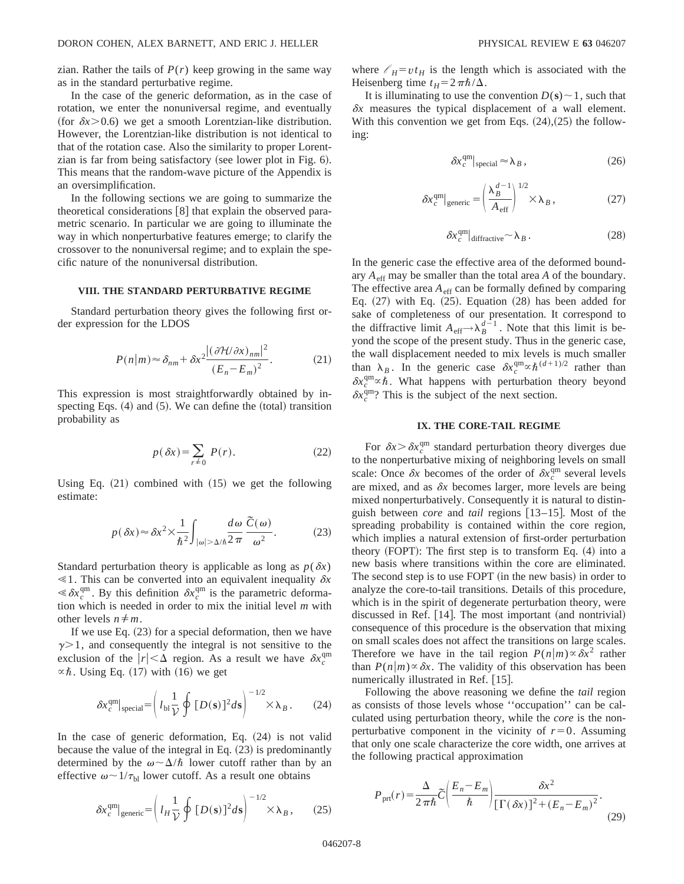zian. Rather the tails of $P(r)$ keep growing in the same way as in the standard perturbative regime.

In the case of the generic deformation, as in the case of rotation, we enter the nonuniversal regime, and eventually (for $\delta x > 0.6$) we get a smooth Lorentzian-like distribution. However, the Lorentzian-like distribution is not identical to that of the rotation case. Also the similarity to proper Lorentzian is far from being satisfactory (see lower plot in Fig. 6). This means that the random-wave picture of the Appendix is an oversimplification.

In the following sections we are going to summarize the theoretical considerations [8] that explain the observed parametric scenario. In particular we are going to illuminate the way in which nonperturbative features emerge; to clarify the crossover to the nonuniversal regime; and to explain the specific nature of the nonuniversal distribution.

## VIII. THE STANDARD PERTURBATIVE REGIME

Standard perturbation theory gives the following first order expression for the LDOS

$$P(n|m) \approx \delta_{nm} + \delta x^2 \frac{|(\partial \mathcal{H}/\partial x)_{nm}|^2}{(E_n - E_m)^2}. \tag{21}$$

This expression is most straightforwardly obtained by inspecting Eqs. (4) and (5). We can define the (total) transition probability as

$$p(\delta x) = \sum_{r \neq 0} P(r). \tag{22}$$

Using Eq. (21) combined with (15) we get the following estimate:

$$p(\delta x) \approx \delta x^2 \times \frac{1}{\hbar^2} \int_{|\omega| > \Delta/\hbar} \frac{d\omega}{2\pi} \frac{\tilde{C}(\omega)}{\omega^2}. \tag{23}$$

Standard perturbation theory is applicable as long as $p(\delta x) \ll 1$. This can be converted into an equivalent inequality $\delta x \ll \delta x_c^{\mathrm{qm}}$. By this definition $\delta x_c^{\mathrm{qm}}$ is the parametric deformation which is needed in order to mix the initial level $m$ with other levels $n \neq m$.

If we use Eq. (23) for a special deformation, then we have $\gamma > 1$, and consequently the integral is not sensitive to the exclusion of the $|r| < \Delta$ region. As a result we have $\delta x_c^{\mathrm{qm}} \propto \hbar$. Using Eq. (17) with (16) we get

$$\delta x_c^{\mathrm{qm}}\Big|_{\mathrm{special}} = \left( l_{\mathrm{bl}} \frac{1}{\mathcal{V}} \oint [D(\mathbf{s})]^2 d\mathbf{s} \right)^{-1/2} \times \lambda_B. \tag{24}$$

In the case of generic deformation, Eq. (24) is not valid because the value of the integral in Eq. (23) is predominantly determined by the $\omega \sim \Delta/\hbar$ lower cutoff rather than by an effective $\omega \sim 1/\tau_{\mathrm{bl}}$ lower cutoff. As a result one obtains

$$\delta x_c^{\mathrm{qm}}\Big|_{\mathrm{generic}} = \left( l_H \frac{1}{\mathcal{V}} \oint [D(\mathbf{s})]^2 d\mathbf{s} \right)^{-1/2} \times \lambda_B, \tag{25}$$

where $\ell_H = v t_H$ is the length which is associated with the Heisenberg time $t_H = 2\pi\hbar/\Delta$.

It is illuminating to use the convention $D(\mathbf{s}) \sim 1$, such that $\delta x$ measures the typical displacement of a wall element. With this convention we get from Eqs. (24),(25) the following:

$$\delta x_c^{\mathrm{qm}}\Big|_{\mathrm{special}} \approx \lambda_B, \tag{26}$$

$$\delta x_c^{\mathrm{qm}}\Big|_{\mathrm{generic}} = \left( \frac{\lambda_B^{d-1}}{A_{\mathrm{eff}}} \right)^{1/2} \times \lambda_B, \tag{27}$$

$$\delta x_c^{\mathrm{qm}}\Big|_{\mathrm{diffractive}} \sim \lambda_B. \tag{28}$$

In the generic case the effective area of the deformed boundary $A_{\mathrm{eff}}$ may be smaller than the total area $A$ of the boundary. The effective area $A_{\mathrm{eff}}$ can be formally defined by comparing Eq. (27) with Eq. (25). Equation (28) has been added for sake of completeness of our presentation. It correspond to the diffractive limit $A_{\mathrm{eff}} \to \lambda_B^{d-1}$. Note that this limit is beyond the scope of the present study. Thus in the generic case, the wall displacement needed to mix levels is much smaller than $\lambda_B$. In the generic case $\delta x_c^{\mathrm{qm}} \propto \hbar^{(d+1)/2}$ rather than $\delta x_c^{\mathrm{qm}} \propto \hbar$. What happens with perturbation theory beyond $\delta x_c^{\mathrm{qm}}$? This is the subject of the next section.

## IX. THE CORE-TAIL REGIME

For $\delta x > \delta x_c^{\mathrm{qm}}$ standard perturbation theory diverges due to the nonperturbative mixing of neighboring levels on small scale: Once $\delta x$ becomes of the order of $\delta x_c^{\mathrm{qm}}$ several levels are mixed, and as $\delta x$ becomes larger, more levels are being mixed nonperturbatively. Consequently it is natural to distinguish between *core* and *tail* regions [13–15]. Most of the spreading probability is contained within the core region, which implies a natural extension of first-order perturbation theory (FOPT): The first step is to transform Eq. (4) into a new basis where transitions within the core are eliminated. The second step is to use FOPT (in the new basis) in order to analyze the core-to-tail transitions. Details of this procedure, which is in the spirit of degenerate perturbation theory, were discussed in Ref. [14]. The most important (and nontrivial) consequence of this procedure is the observation that mixing on small scales does not affect the transitions on large scales. Therefore we have in the tail region $P(n|m) \propto \delta x^2$ rather than $P(n|m) \propto \delta x$. The validity of this observation has been numerically illustrated in Ref. [15].

Following the above reasoning we define the *tail* region as consists of those levels whose "occupation" can be calculated using perturbation theory, while the *core* is the nonperturbative component in the vicinity of $r = 0$. Assuming that only one scale characterize the core width, one arrives at the following practical approximation

$$P_{\mathrm{prt}}(r) = \frac{\Delta}{2\pi\hbar} \tilde{C}\left( \frac{E_n - E_m}{\hbar} \right) \frac{\delta x^2}{[\Gamma(\delta x)]^2 + (E_n - E_m)^2}. \tag{29}$$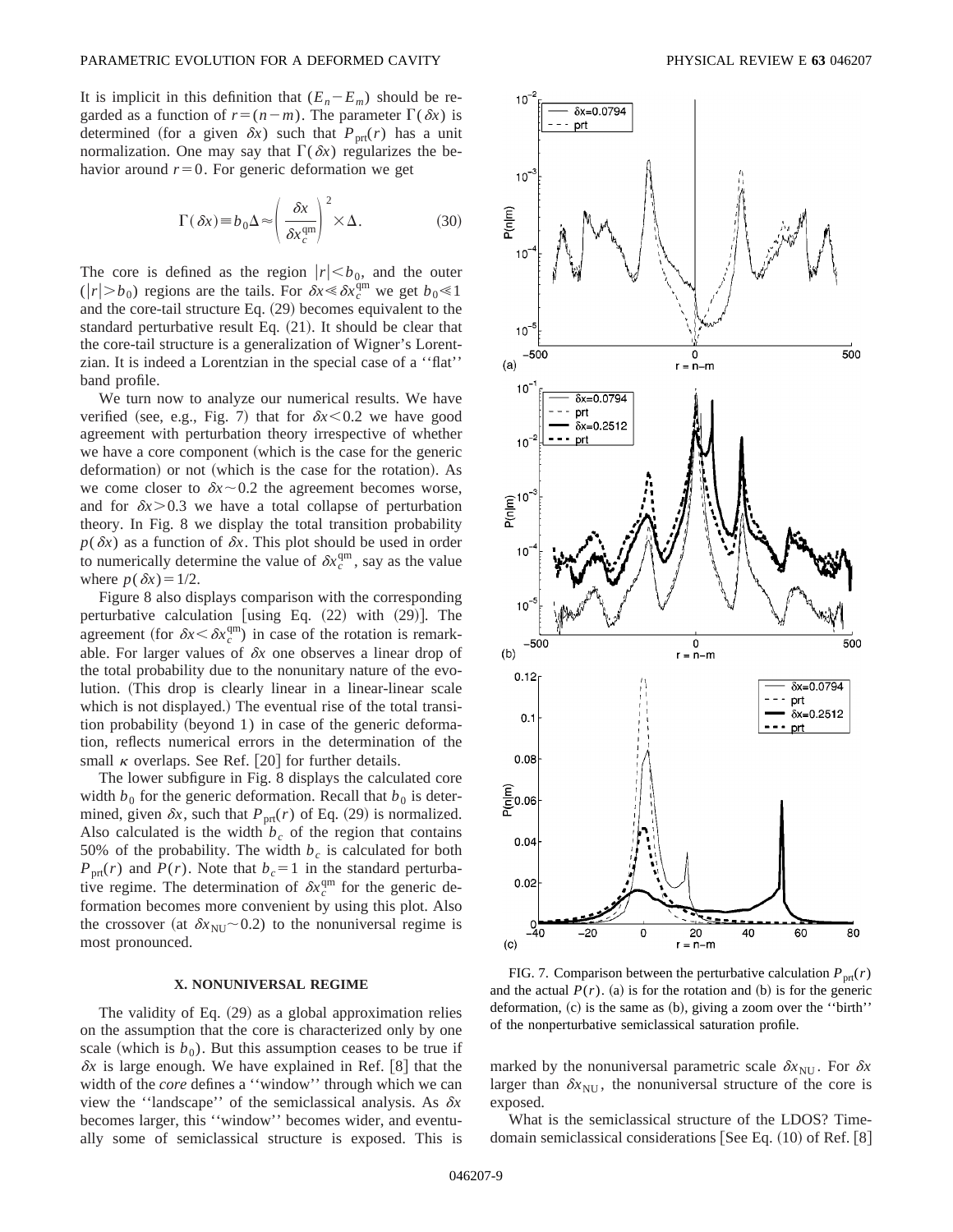It is implicit in this definition that $(E_n - E_m)$ should be regarded as a function of $r=(n-m)$. The parameter $\Gamma(\delta x)$ is determined (for a given $\delta x$) such that $P_{\mathrm{prt}}(r)$ has a unit normalization. One may say that $\Gamma(\delta x)$ regularizes the behavior around $r=0$. For generic deformation we get

$$\Gamma(\delta x) \equiv b_0 \Delta \approx \left( \frac{\delta x}{\delta x_c^{\mathrm{qm}}} \right)^2 \times \Delta. \tag{30}$$

The core is defined as the region $|r|<b_0$, and the outer $(|r|>b_0)$ regions are the tails. For $\delta x \ll \delta x_c^{\mathrm{qm}}$ we get $b_0 \ll 1$ and the core-tail structure Eq. (29) becomes equivalent to the standard perturbative result Eq. (21). It should be clear that the core-tail structure is a generalization of Wigner's Lorentzian. It is indeed a Lorentzian in the special case of a "flat" band profile.

We turn now to analyze our numerical results. We have verified (see, e.g., Fig. 7) that for $\delta x<0.2$ we have good agreement with perturbation theory irrespective of whether we have a core component (which is the case for the generic deformation) or not (which is the case for the rotation). As we come closer to $\delta x \sim 0.2$ the agreement becomes worse, and for $\delta x>0.3$ we have a total collapse of perturbation theory. In Fig. 8 we display the total transition probability $p(\delta x)$ as a function of $\delta x$. This plot should be used in order to numerically determine the value of $\delta x_c^{\mathrm{qm}}$, say as the value where $p(\delta x)=1/2$.

Figure 8 also displays comparison with the corresponding perturbative calculation [using Eq. (22) with (29)]. The agreement (for $\delta x<\delta x_c^{\mathrm{qm}}$) in case of the rotation is remarkable. For larger values of $\delta x$ one observes a linear drop of the total probability due to the nonunitary nature of the evolution. (This drop is clearly linear in a linear-linear scale which is not displayed.) The eventual rise of the total transition probability (beyond 1) in case of the generic deformation, reflects numerical errors in the determination of the small $\kappa$ overlaps. See Ref. [20] for further details.

The lower subfigure in Fig. 8 displays the calculated core width $b_0$ for the generic deformation. Recall that $b_0$ is determined, given $\delta x$, such that $P_{\mathrm{prt}}(r)$ of Eq. (29) is normalized. Also calculated is the width $b_c$ of the region that contains 50% of the probability. The width $b_c$ is calculated for both $P_{\mathrm{prt}}(r)$ and $P(r)$. Note that $b_c=1$ in the standard perturbative regime. The determination of $\delta x_c^{\mathrm{qm}}$ for the generic deformation becomes more convenient by using this plot. Also the crossover (at $\delta x_{\mathrm{NU}} \sim 0.2$) to the nonuniversal regime is most pronounced.

FIG. 7. Comparison between the perturbative calculation $P_{\mathrm{prt}}(r)$ and the actual $P(r)$. (a) is for the rotation and (b) is for the generic deformation, (c) is the same as (b), giving a zoom over the "birth" of the nonperturbative semiclassical saturation profile.

## X. NONUNIVERSAL REGIME

The validity of Eq. (29) as a global approximation relies on the assumption that the core is characterized only by one scale (which is $b_0$). But this assumption ceases to be true if $\delta x$ is large enough. We have explained in Ref. [8] that the width of the *core* defines a "window" through which we can view the "landscape" of the semiclassical analysis. As $\delta x$ becomes larger, this "window" becomes wider, and eventually some of semiclassical structure is exposed. This is marked by the nonuniversal parametric scale $\delta x_{\mathrm{NU}}$. For $\delta x$ larger than $\delta x_{\mathrm{NU}}$, the nonuniversal structure of the core is exposed.

What is the semiclassical structure of the LDOS? Time-domain semiclassical considerations [See Eq. (10) of Ref. [8]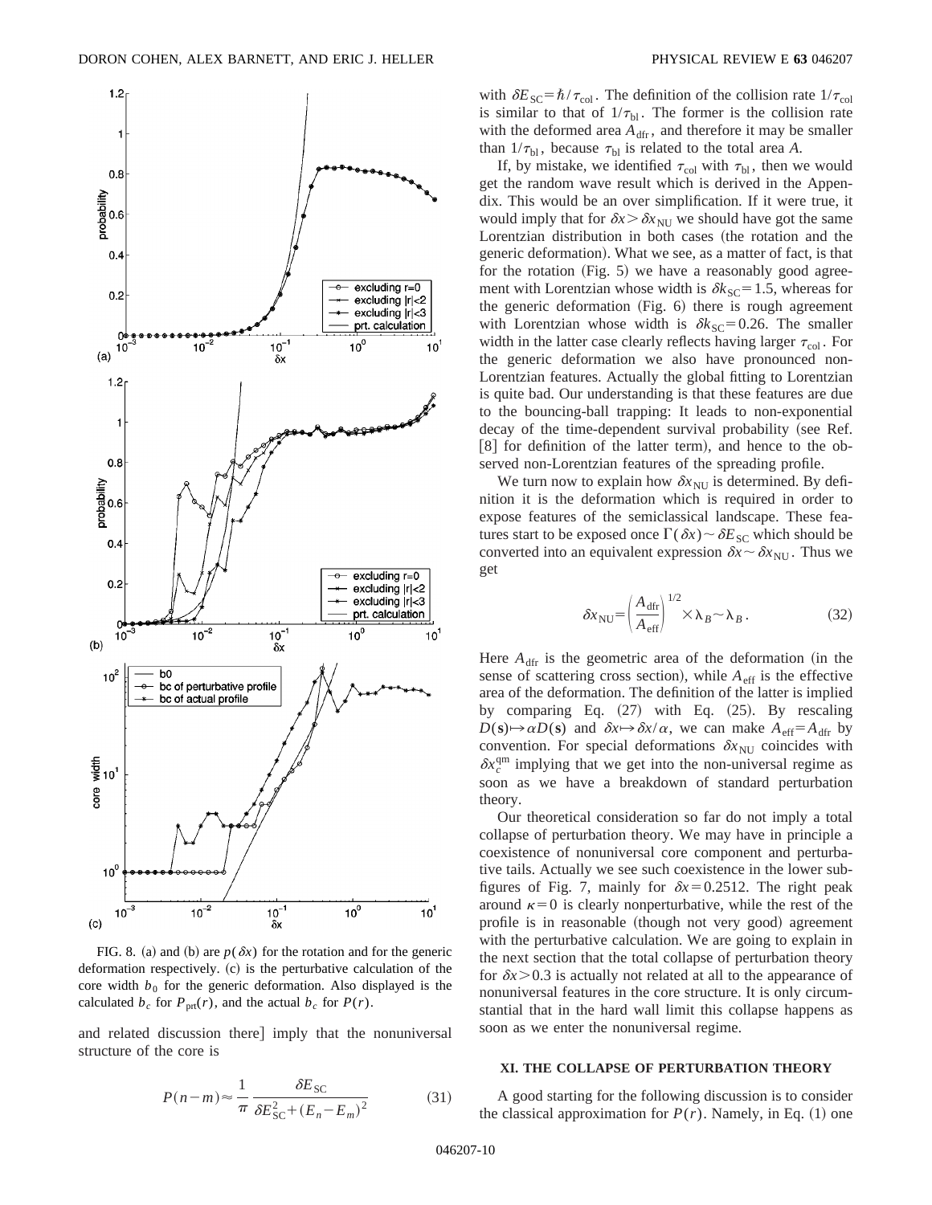FIG. 8. (a) and (b) are $p(\delta x)$ for the rotation and for the generic deformation respectively. (c) is the perturbative calculation of the core width $b_0$ for the generic deformation. Also displayed is the calculated $b_c$ for $P_{\rm prt}(r)$, and the actual $b_c$ for $P(r)$.

and related discussion there] imply that the nonuniversal structure of the core is

$$P(n-m) \approx \frac{1}{\pi} \frac{\delta E_{\rm SC}}{\delta E_{\rm SC}^2 + (E_n - E_m)^2} \tag{31}$$

with $\delta E_{\rm SC} = \hbar/\tau_{\rm col}$. The definition of the collision rate $1/\tau_{\rm col}$ is similar to that of $1/\tau_{\rm bl}$. The former is the collision rate with the deformed area $A_{\rm dfr}$, and therefore it may be smaller than $1/\tau_{\rm bl}$, because $\tau_{\rm bl}$ is related to the total area $A$.

If, by mistake, we identified $\tau_{\rm col}$ with $\tau_{\rm bl}$, then we would get the random wave result which is derived in the Appendix. This would be an over simplification. If it were true, it would imply that for $\delta x > \delta x_{\rm NU}$ we should have got the same Lorentzian distribution in both cases (the rotation and the generic deformation). What we see, as a matter of fact, is that for the rotation (Fig. 5) we have a reasonably good agreement with Lorentzian whose width is $\delta k_{\rm SC} = 1.5$, whereas for the generic deformation (Fig. 6) there is rough agreement with Lorentzian whose width is $\delta k_{\rm SC} = 0.26$. The smaller width in the latter case clearly reflects having larger $\tau_{\rm col}$. For the generic deformation we also have pronounced non-Lorentzian features. Actually the global fitting to Lorentzian is quite bad. Our understanding is that these features are due to the bouncing-ball trapping: It leads to non-exponential decay of the time-dependent survival probability (see Ref. [8] for definition of the latter term), and hence to the observed non-Lorentzian features of the spreading profile.

We turn now to explain how $\delta x_{\rm NU}$ is determined. By definition it is the deformation which is required in order to expose features of the semiclassical landscape. These features start to be exposed once $\Gamma(\delta x) \sim \delta E_{\rm SC}$ which should be converted into an equivalent expression $\delta x \sim \delta x_{\rm NU}$. Thus we get

$$\delta x_{\rm NU} = \left(\frac{A_{\rm dfr}}{A_{\rm eff}}\right)^{1/2} \times \lambda_B \sim \lambda_B . \tag{32}$$

Here $A_{\rm dfr}$ is the geometric area of the deformation (in the sense of scattering cross section), while $A_{\rm eff}$ is the effective area of the deformation. The definition of the latter is implied by comparing Eq. (27) with Eq. (25). By rescaling $D(\mathbf{s}) \mapsto \alpha D(\mathbf{s})$ and $\delta x \mapsto \delta x/\alpha$, we can make $A_{\rm eff} = A_{\rm dfr}$ by convention. For special deformations $\delta x_{\rm NU}$ coincides with $\delta x_c^{\rm qm}$ implying that we get into the non-universal regime as soon as we have a breakdown of standard perturbation theory.

Our theoretical consideration so far do not imply a total collapse of perturbation theory. We may have in principle a coexistence of nonuniversal core component and perturbative tails. Actually we see such coexistence in the lower subfigures of Fig. 7, mainly for $\delta x = 0.2512$. The right peak around $\kappa = 0$ is clearly nonperturbative, while the rest of the profile is in reasonable (though not very good) agreement with the perturbative calculation. We are going to explain in the next section that the total collapse of perturbation theory for $\delta x > 0.3$ is actually not related at all to the appearance of nonuniversal features in the core structure. It is only circumstantial that in the hard wall limit this collapse happens as soon as we enter the nonuniversal regime.

## XI. THE COLLAPSE OF PERTURBATION THEORY

A good starting for the following discussion is to consider the classical approximation for $P(r)$. Namely, in Eq. (1) one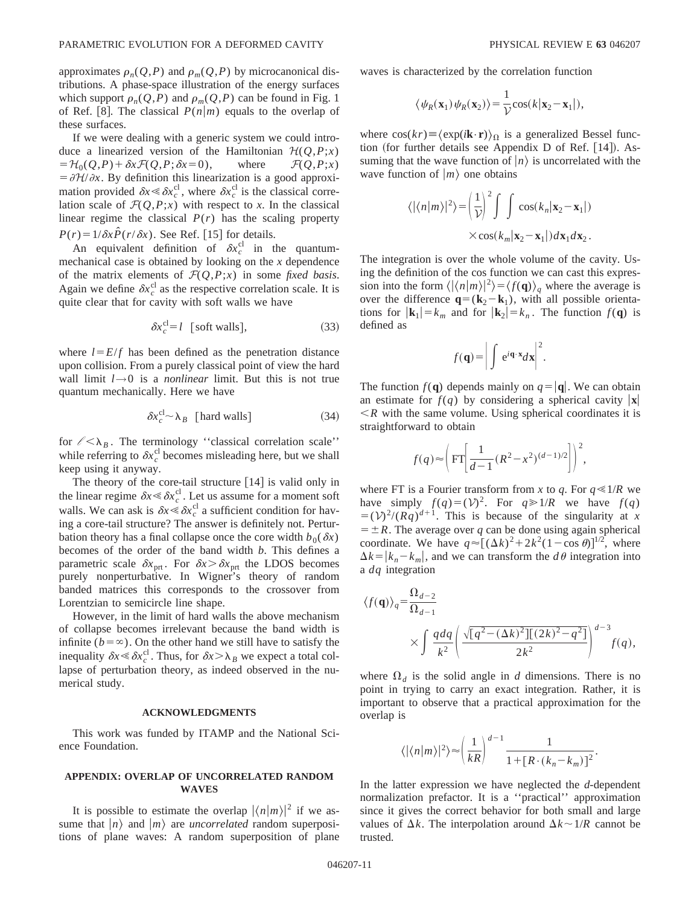approximates $\rho_n(Q,P)$ and $\rho_m(Q,P)$ by microcanonical distributions. A phase-space illustration of the energy surfaces which support $\rho_n(Q,P)$ and $\rho_m(Q,P)$ can be found in Fig. 1 of Ref. [8]. The classical $P(n|m)$ equals to the overlap of these surfaces.

If we were dealing with a generic system we could introduce a linearized version of the Hamiltonian $\mathcal{H}(Q,P;x) = \mathcal{H}_0(Q,P) + \delta x \mathcal{F}(Q,P;\delta x=0)$, where $\mathcal{F}(Q,P;x) = \partial \mathcal{H}/\partial x$. By definition this linearization is a good approximation provided $\delta x \ll \delta x_c^{\rm cl}$, where $\delta x_c^{\rm cl}$ is the classical correlation scale of $\mathcal{F}(Q,P;x)$ with respect to $x$. In the classical linear regime the classical $P(r)$ has the scaling property $P(r) = 1/\delta x \hat{P}(r/\delta x)$. See Ref. [15] for details.

An equivalent definition of $\delta x_c^{\rm cl}$ in the quantum-mechanical case is obtained by looking on the $x$ dependence of the matrix elements of $\mathcal{F}(Q,P;x)$ in some *fixed basis*. Again we define $\delta x_c^{\rm cl}$ as the respective correlation scale. It is quite clear that for cavity with soft walls we have

$$\delta x_c^{\rm cl} = l \quad [\text{soft walls}], \tag{33}$$

where $l = E/f$ has been defined as the penetration distance upon collision. From a purely classical point of view the hard wall limit $l \to 0$ is a *nonlinear* limit. But this is not true quantum mechanically. Here we have

$$\delta x_c^{\rm cl} \sim \lambda_B \quad [\text{hard walls}] \tag{34}$$

for $\ell < \lambda_B$. The terminology "classical correlation scale" while referring to $\delta x_c^{\rm cl}$ becomes misleading here, but we shall keep using it anyway.

The theory of the core-tail structure [14] is valid only in the linear regime $\delta x \ll \delta x_c^{\rm cl}$. Let us assume for a moment soft walls. We can ask is $\delta x \ll \delta x_c^{\rm cl}$ a sufficient condition for having a core-tail structure? The answer is definitely not. Perturbation theory has a final collapse once the core width $b_0(\delta x)$ becomes of the order of the band width $b$. This defines a parametric scale $\delta x_{\rm prt}$. For $\delta x > \delta x_{\rm prt}$ the LDOS becomes purely nonperturbative. In Wigner's theory of random banded matrices this corresponds to the crossover from Lorentzian to semicircle line shape.

However, in the limit of hard walls the above mechanism of collapse becomes irrelevant because the band width is infinite ($b = \infty$). On the other hand we still have to satisfy the inequality $\delta x \ll \delta x_c^{\rm cl}$. Thus, for $\delta x > \lambda_B$ we expect a total collapse of perturbation theory, as indeed observed in the numerical study.

## ACKNOWLEDGMENTS

This work was funded by ITAMP and the National Science Foundation.

## APPENDIX: OVERLAP OF UNCORRELATED RANDOM WAVES

It is possible to estimate the overlap $|\langle n|m\rangle|^2$ if we assume that $|n\rangle$ and $|m\rangle$ are *uncorrelated* random superpositions of plane waves: A random superposition of plane waves is characterized by the correlation function

$$\langle \psi_R(\mathbf{x}_1)\psi_R(\mathbf{x}_2)\rangle = \frac{1}{\mathcal{V}} \cos(k|\mathbf{x}_2 - \mathbf{x}_1|),$$

where $\cos(kr) \equiv \langle \exp(i\mathbf{k}\cdot\mathbf{r})\rangle_\Omega$ is a generalized Bessel function (for further details see Appendix D of Ref. [14]). Assuming that the wave function of $|n\rangle$ is uncorrelated with the wave function of $|m\rangle$ one obtains

$$\langle |\langle n|m\rangle|^2\rangle = \left(\frac{1}{\mathcal{V}}\right)^2 \int\int \cos(k_n|\mathbf{x}_2 - \mathbf{x}_1|) \times \cos(k_m|\mathbf{x}_2 - \mathbf{x}_1|)\, d\mathbf{x}_1 d\mathbf{x}_2 .$$

The integration is over the whole volume of the cavity. Using the definition of the cos function we can cast this expression into the form $\langle |\langle n|m\rangle|^2\rangle = \langle f(\mathbf{q})\rangle_q$ where the average is over the difference $\mathbf{q} = (\mathbf{k}_2 - \mathbf{k}_1)$, with all possible orientations for $|\mathbf{k}_1| = k_m$ and for $|\mathbf{k}_2| = k_n$. The function $f(\mathbf{q})$ is defined as

$$f(\mathbf{q}) = \left| \int e^{i\mathbf{q}\cdot\mathbf{x}} d\mathbf{x} \right|^2 .$$

The function $f(\mathbf{q})$ depends mainly on $q = |\mathbf{q}|$. We can obtain an estimate for $f(q)$ by considering a spherical cavity $|\mathbf{x}| < R$ with the same volume. Using spherical coordinates it is straightforward to obtain

$$f(q) \approx \left( \mathrm{FT}\left[ \frac{1}{d-1}(R^2 - x^2)^{(d-1)/2} \right] \right)^2 ,$$

where FT is a Fourier transform from $x$ to $q$. For $q \ll 1/R$ we have simply $f(q) = (\mathcal{V})^2$. For $q \gg 1/R$ we have $f(q) = (\mathcal{V})^2/(Rq)^{d+1}$. This is because of the singularity at $x = \pm R$. The average over $q$ can be done using again spherical coordinate. We have $q \approx [(\Delta k)^2 + 2k^2(1-\cos\theta)]^{1/2}$, where $\Delta k = |k_n - k_m|$, and we can transform the $d\theta$ integration into a $dq$ integration

$$\langle f(\mathbf{q})\rangle_q = \frac{\Omega_{d-2}}{\Omega_{d-1}} \times \int \frac{q\,dq}{k^2} \left( \frac{\sqrt{[q^2 - (\Delta k)^2][(2k)^2 - q^2]}}{2k^2} \right)^{d-3} f(q),$$

where $\Omega_d$ is the solid angle in $d$ dimensions. There is no point in trying to carry an exact integration. Rather, it is important to observe that a practical approximation for the overlap is

$$\langle |\langle n|m\rangle|^2\rangle \approx \left(\frac{1}{kR}\right)^{d-1} \frac{1}{1 + [R\cdot(k_n - k_m)]^2} .$$

In the latter expression we have neglected the $d$-dependent normalization prefactor. It is a "practical" approximation since it gives the correct behavior for both small and large values of $\Delta k$. The interpolation around $\Delta k \sim 1/R$ cannot be trusted.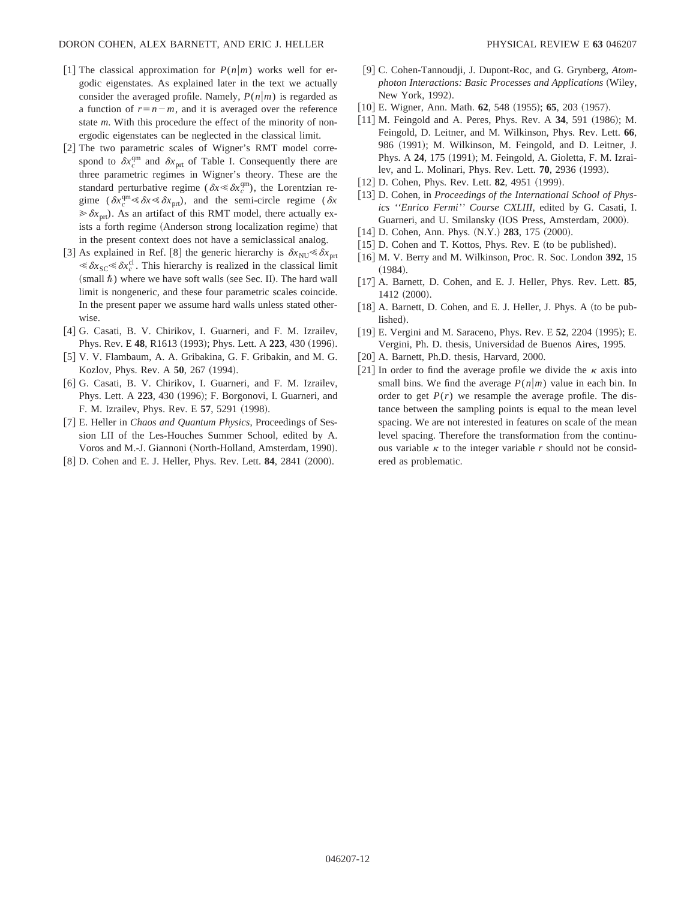[1] The classical approximation for $P(n|m)$ works well for ergodic eigenstates. As explained later in the text we actually consider the averaged profile. Namely, $P(n|m)$ is regarded as a function of $r=n-m$, and it is averaged over the reference state $m$. With this procedure the effect of the minority of nonergodic eigenstates can be neglected in the classical limit.

[2] The two parametric scales of Wigner's RMT model correspond to $\delta x_c^{\mathrm{qm}}$ and $\delta x_{\mathrm{prt}}$ of Table I. Consequently there are three parametric regimes in Wigner's theory. These are the standard perturbative regime ($\delta x \ll \delta x_c^{\mathrm{qm}}$), the Lorentzian regime ($\delta x_c^{\mathrm{qm}} \ll \delta x \ll \delta x_{\mathrm{prt}}$), and the semi-circle regime ($\delta x \gg \delta x_{\mathrm{prt}}$). As an artifact of this RMT model, there actually exists a forth regime (Anderson strong localization regime) that in the present context does not have a semiclassical analog.

[3] As explained in Ref. [8] the generic hierarchy is $\delta x_{\mathrm{NU}} \ll \delta x_{\mathrm{prt}} \ll \delta x_{\mathrm{SC}} \ll \delta x_c^{\mathrm{cl}}$. This hierarchy is realized in the classical limit (small $\hbar$) where we have soft walls (see Sec. II). The hard wall limit is nongeneric, and these four parametric scales coincide. In the present paper we assume hard walls unless stated otherwise.

[4] G. Casati, B. V. Chirikov, I. Guarneri, and F. M. Izrailev, Phys. Rev. E **48**, R1613 (1993); Phys. Lett. A **223**, 430 (1996).

[5] V. V. Flambaum, A. A. Gribakina, G. F. Gribakin, and M. G. Kozlov, Phys. Rev. A **50**, 267 (1994).

[6] G. Casati, B. V. Chirikov, I. Guarneri, and F. M. Izrailev, Phys. Lett. A **223**, 430 (1996); F. Borgonovi, I. Guarneri, and F. M. Izrailev, Phys. Rev. E **57**, 5291 (1998).

[7] E. Heller in *Chaos and Quantum Physics*, Proceedings of Session LII of the Les-Houches Summer School, edited by A. Voros and M.-J. Giannoni (North-Holland, Amsterdam, 1990).

[8] D. Cohen and E. J. Heller, Phys. Rev. Lett. **84**, 2841 (2000).

[9] C. Cohen-Tannoudji, J. Dupont-Roc, and G. Grynberg, *Atom-photon Interactions: Basic Processes and Applications* (Wiley, New York, 1992).

[10] E. Wigner, Ann. Math. **62**, 548 (1955); **65**, 203 (1957).

[11] M. Feingold and A. Peres, Phys. Rev. A **34**, 591 (1986); M. Feingold, D. Leitner, and M. Wilkinson, Phys. Rev. Lett. **66**, 986 (1991); M. Wilkinson, M. Feingold, and D. Leitner, J. Phys. A **24**, 175 (1991); M. Feingold, A. Gioletta, F. M. Izrailev, and L. Molinari, Phys. Rev. Lett. **70**, 2936 (1993).

[12] D. Cohen, Phys. Rev. Lett. **82**, 4951 (1999).

[13] D. Cohen, in *Proceedings of the International School of Physics ''Enrico Fermi'' Course CXLIII*, edited by G. Casati, I. Guarneri, and U. Smilansky (IOS Press, Amsterdam, 2000).

[14] D. Cohen, Ann. Phys. (N.Y.) **283**, 175 (2000).

[15] D. Cohen and T. Kottos, Phys. Rev. E (to be published).

[16] M. V. Berry and M. Wilkinson, Proc. R. Soc. London **392**, 15 (1984).

[17] A. Barnett, D. Cohen, and E. J. Heller, Phys. Rev. Lett. **85**, 1412 (2000).

[18] A. Barnett, D. Cohen, and E. J. Heller, J. Phys. A (to be published).

[19] E. Vergini and M. Saraceno, Phys. Rev. E **52**, 2204 (1995); E. Vergini, Ph. D. thesis, Universidad de Buenos Aires, 1995.

[20] A. Barnett, Ph.D. thesis, Harvard, 2000.

[21] In order to find the average profile we divide the $\kappa$ axis into small bins. We find the average $P(n|m)$ value in each bin. In order to get $P(r)$ we resample the average profile. The distance between the sampling points is equal to the mean level spacing. We are not interested in features on scale of the mean level spacing. Therefore the transformation from the continuous variable $\kappa$ to the integer variable $r$ should not be considered as problematic.